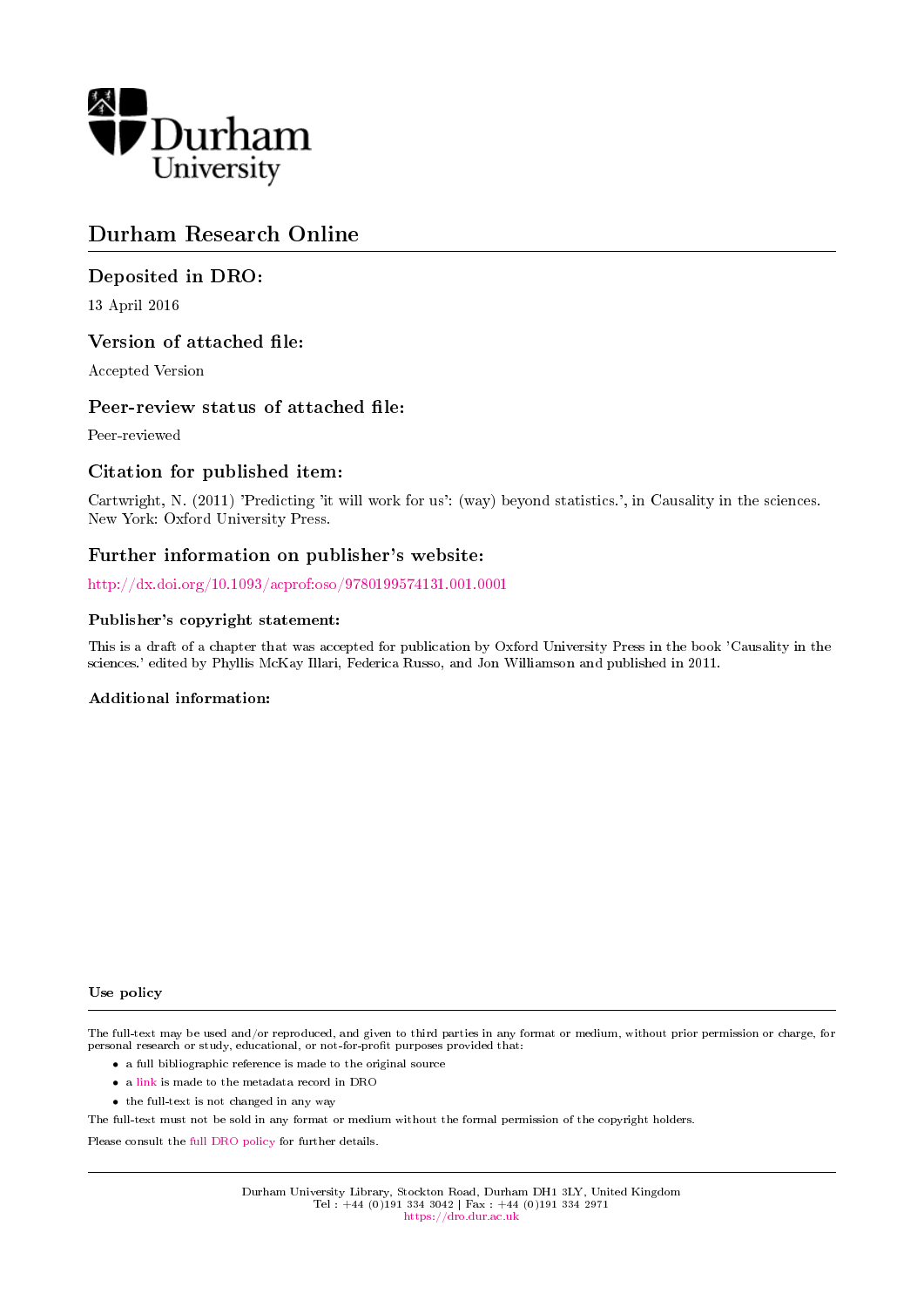Durham University

# Durham Research Online

## Deposited in DRO:

13 April 2016

## Version of attached file:

Accepted Version

## Peer-review status of attached file:

Peer-reviewed

## Citation for published item:

Cartwright, N. (2011) 'Predicting 'it will work for us': (way) beyond statistics.', in Causality in the sciences. New York: Oxford University Press.

## Further information on publisher's website:

http://dx.doi.org/10.1093/acprof:oso/9780199574131.001.0001

### Publisher's copyright statement:

This is a draft of a chapter that was accepted for publication by Oxford University Press in the book 'Causality in the sciences.' edited by Phyllis McKay Illari, Federica Russo, and Jon Williamson and published in 2011.

### Additional information:

#### Use policy

The full-text may be used and/or reproduced, and given to third parties in any format or medium, without prior permission or charge, for personal research or study, educational, or not-for-profit purposes provided that:

- a full bibliographic reference is made to the original source
- a link is made to the metadata record in DRO
- the full-text is not changed in any way

The full-text must not be sold in any format or medium without the formal permission of the copyright holders.

Please consult the full DRO policy for further details.

Durham University Library, Stockton Road, Durham DH1 3LY, United Kingdom
Tel : +44 (0)191 334 3042 | Fax : +44 (0)191 334 2971
https://dro.dur.ac.uk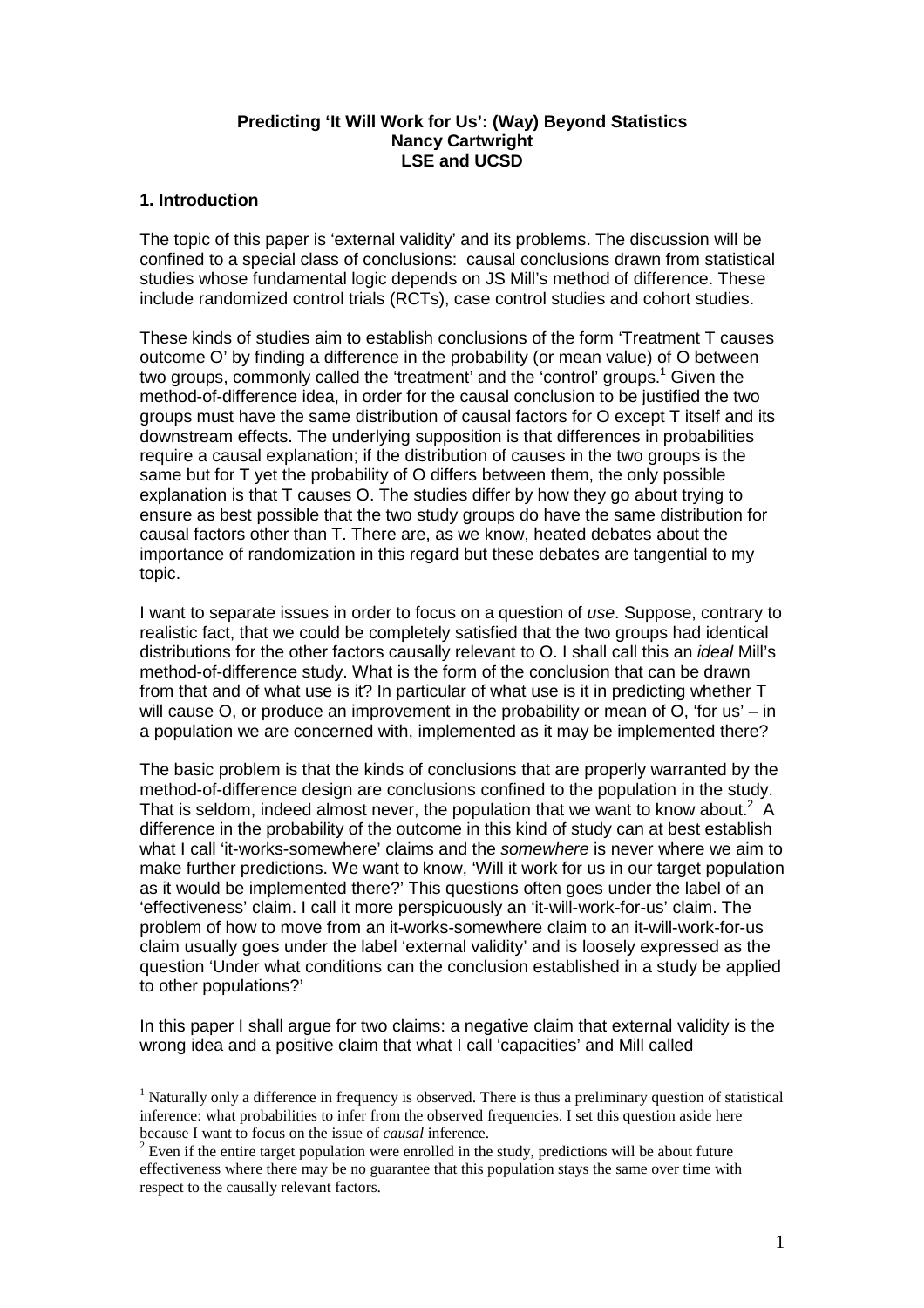**Predicting 'It Will Work for Us': (Way) Beyond Statistics**
**Nancy Cartwright**
**LSE and UCSD**

## 1. Introduction

The topic of this paper is 'external validity' and its problems. The discussion will be confined to a special class of conclusions: causal conclusions drawn from statistical studies whose fundamental logic depends on JS Mill's method of difference. These include randomized control trials (RCTs), case control studies and cohort studies.

These kinds of studies aim to establish conclusions of the form 'Treatment T causes outcome O' by finding a difference in the probability (or mean value) of O between two groups, commonly called the 'treatment' and the 'control' groups.[1] Given the method-of-difference idea, in order for the causal conclusion to be justified the two groups must have the same distribution of causal factors for O except T itself and its downstream effects. The underlying supposition is that differences in probabilities require a causal explanation; if the distribution of causes in the two groups is the same but for T yet the probability of O differs between them, the only possible explanation is that T causes O. The studies differ by how they go about trying to ensure as best possible that the two study groups do have the same distribution for causal factors other than T. There are, as we know, heated debates about the importance of randomization in this regard but these debates are tangential to my topic.

I want to separate issues in order to focus on a question of *use*. Suppose, contrary to realistic fact, that we could be completely satisfied that the two groups had identical distributions for the other factors causally relevant to O. I shall call this an *ideal* Mill's method-of-difference study. What is the form of the conclusion that can be drawn from that and of what use is it? In particular of what use is it in predicting whether T will cause O, or produce an improvement in the probability or mean of O, 'for us' – in a population we are concerned with, implemented as it may be implemented there?

The basic problem is that the kinds of conclusions that are properly warranted by the method-of-difference design are conclusions confined to the population in the study. That is seldom, indeed almost never, the population that we want to know about.[2] A difference in the probability of the outcome in this kind of study can at best establish what I call 'it-works-somewhere' claims and the *somewhere* is never where we aim to make further predictions. We want to know, 'Will it work for us in our target population as it would be implemented there?' This questions often goes under the label of an 'effectiveness' claim. I call it more perspicuously an 'it-will-work-for-us' claim. The problem of how to move from an it-works-somewhere claim to an it-will-work-for-us claim usually goes under the label 'external validity' and is loosely expressed as the question 'Under what conditions can the conclusion established in a study be applied to other populations?'

In this paper I shall argue for two claims: a negative claim that external validity is the wrong idea and a positive claim that what I call 'capacities' and Mill called

---

[1] Naturally only a difference in frequency is observed. There is thus a preliminary question of statistical inference: what probabilities to infer from the observed frequencies. I set this question aside here because I want to focus on the issue of *causal* inference.

[2] Even if the entire target population were enrolled in the study, predictions will be about future effectiveness where there may be no guarantee that this population stays the same over time with respect to the causally relevant factors.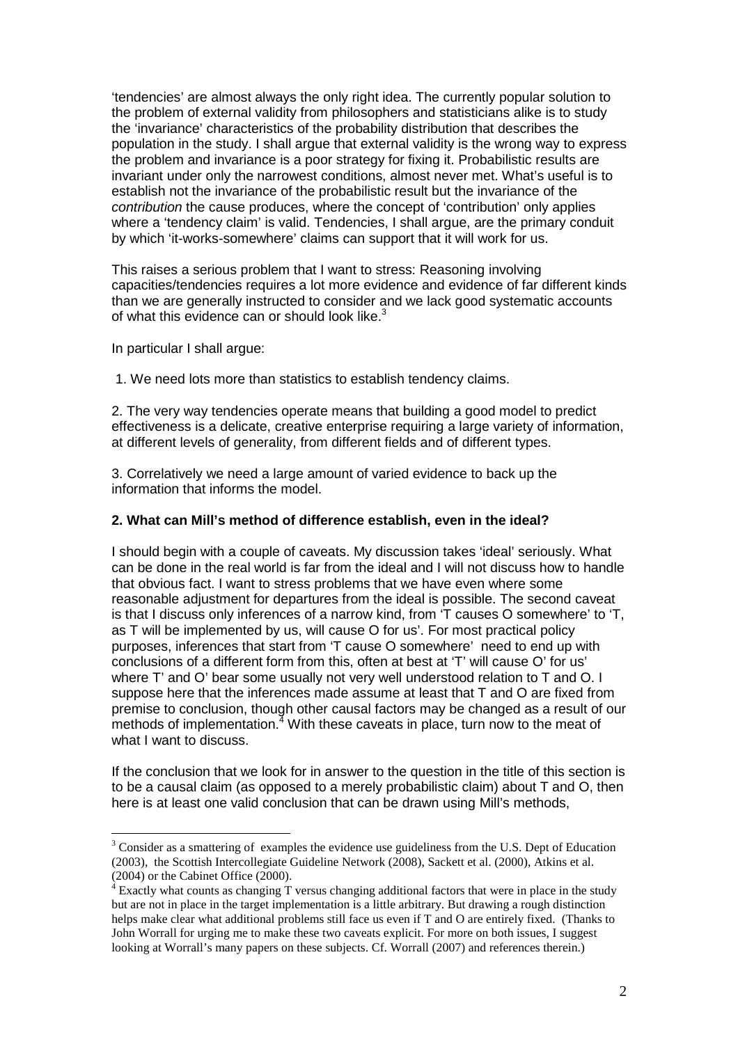'tendencies' are almost always the only right idea. The currently popular solution to the problem of external validity from philosophers and statisticians alike is to study the 'invariance' characteristics of the probability distribution that describes the population in the study. I shall argue that external validity is the wrong way to express the problem and invariance is a poor strategy for fixing it. Probabilistic results are invariant under only the narrowest conditions, almost never met. What's useful is to establish not the invariance of the probabilistic result but the invariance of the *contribution* the cause produces, where the concept of 'contribution' only applies where a 'tendency claim' is valid. Tendencies, I shall argue, are the primary conduit by which 'it-works-somewhere' claims can support that it will work for us.

This raises a serious problem that I want to stress: Reasoning involving capacities/tendencies requires a lot more evidence and evidence of far different kinds than we are generally instructed to consider and we lack good systematic accounts of what this evidence can or should look like.[3]

In particular I shall argue:

1. We need lots more than statistics to establish tendency claims.

2. The very way tendencies operate means that building a good model to predict effectiveness is a delicate, creative enterprise requiring a large variety of information, at different levels of generality, from different fields and of different types.

3. Correlatively we need a large amount of varied evidence to back up the information that informs the model.

## 2. What can Mill's method of difference establish, even in the ideal?

I should begin with a couple of caveats. My discussion takes 'ideal' seriously. What can be done in the real world is far from the ideal and I will not discuss how to handle that obvious fact. I want to stress problems that we have even where some reasonable adjustment for departures from the ideal is possible. The second caveat is that I discuss only inferences of a narrow kind, from 'T causes O somewhere' to 'T, as T will be implemented by us, will cause O for us'. For most practical policy purposes, inferences that start from 'T cause O somewhere' need to end up with conclusions of a different form from this, often at best at 'T' will cause O' for us' where T' and O' bear some usually not very well understood relation to T and O. I suppose here that the inferences made assume at least that T and O are fixed from premise to conclusion, though other causal factors may be changed as a result of our methods of implementation.[4] With these caveats in place, turn now to the meat of what I want to discuss.

If the conclusion that we look for in answer to the question in the title of this section is to be a causal claim (as opposed to a merely probabilistic claim) about T and O, then here is at least one valid conclusion that can be drawn using Mill's methods,

---

[3] Consider as a smattering of examples the evidence use guideliness from the U.S. Dept of Education (2003), the Scottish Intercollegiate Guideline Network (2008), Sackett et al. (2000), Atkins et al. (2004) or the Cabinet Office (2000).

[4] Exactly what counts as changing T versus changing additional factors that were in place in the study but are not in place in the target implementation is a little arbitrary. But drawing a rough distinction helps make clear what additional problems still face us even if T and O are entirely fixed. (Thanks to John Worrall for urging me to make these two caveats explicit. For more on both issues, I suggest looking at Worrall's many papers on these subjects. Cf. Worrall (2007) and references therein.)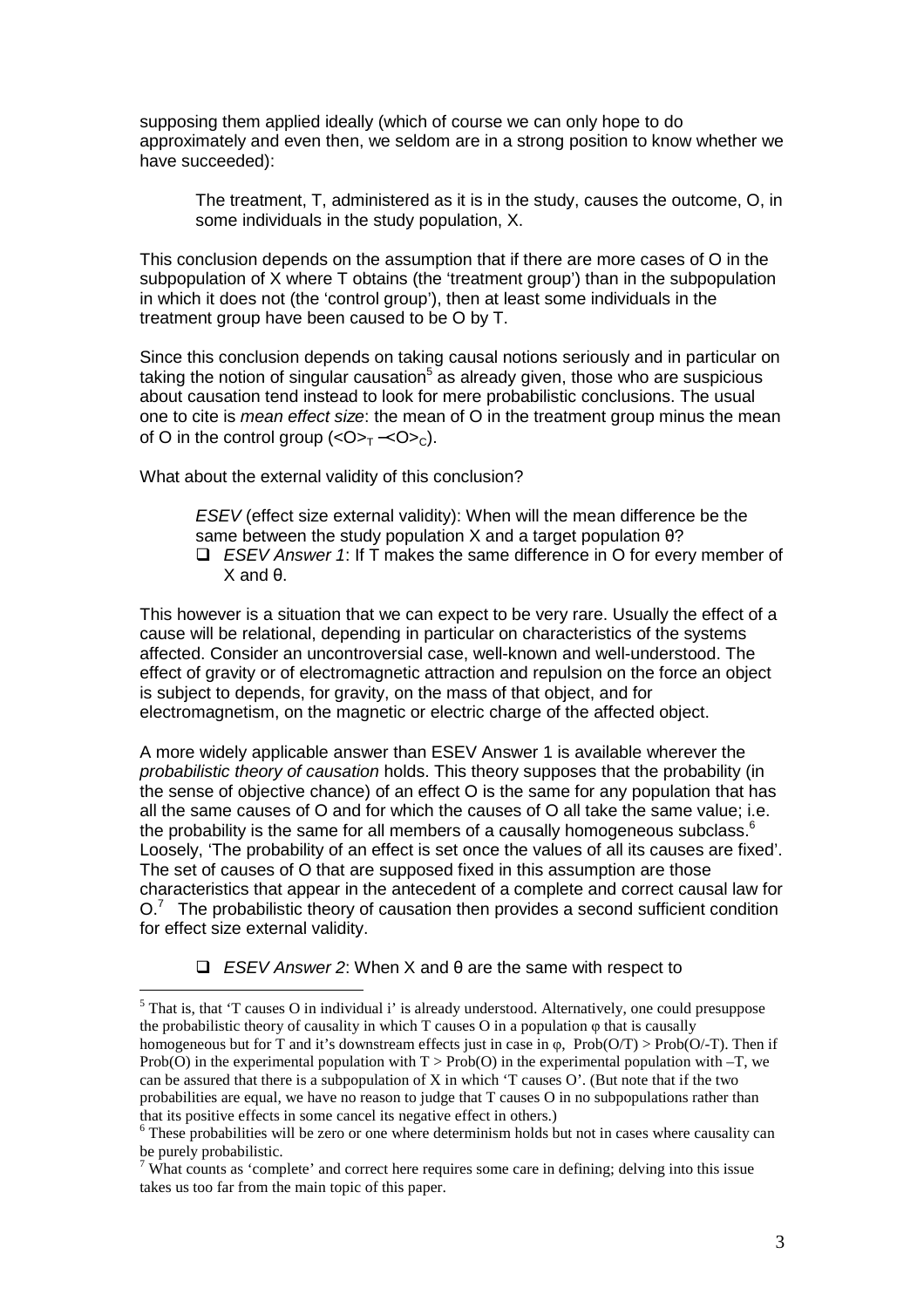supposing them applied ideally (which of course we can only hope to do approximately and even then, we seldom are in a strong position to know whether we have succeeded):

> The treatment, T, administered as it is in the study, causes the outcome, O, in some individuals in the study population, X.

This conclusion depends on the assumption that if there are more cases of O in the subpopulation of X where T obtains (the 'treatment group') than in the subpopulation in which it does not (the 'control group'), then at least some individuals in the treatment group have been caused to be O by T.

Since this conclusion depends on taking causal notions seriously and in particular on taking the notion of singular causation[5] as already given, those who are suspicious about causation tend instead to look for mere probabilistic conclusions. The usual one to cite is *mean effect size*: the mean of O in the treatment group minus the mean of O in the control group ($<O>_T - <O>_C$).

What about the external validity of this conclusion?

> *ESEV* (effect size external validity): When will the mean difference be the same between the study population X and a target population θ?
>
> - *ESEV Answer 1*: If T makes the same difference in O for every member of X and θ.

This however is a situation that we can expect to be very rare. Usually the effect of a cause will be relational, depending in particular on characteristics of the systems affected. Consider an uncontroversial case, well-known and well-understood. The effect of gravity or of electromagnetic attraction and repulsion on the force an object is subject to depends, for gravity, on the mass of that object, and for electromagnetism, on the magnetic or electric charge of the affected object.

A more widely applicable answer than ESEV Answer 1 is available wherever the *probabilistic theory of causation* holds. This theory supposes that the probability (in the sense of objective chance) of an effect O is the same for any population that has all the same causes of O and for which the causes of O all take the same value; i.e. the probability is the same for all members of a causally homogeneous subclass.[6] Loosely, 'The probability of an effect is set once the values of all its causes are fixed'. The set of causes of O that are supposed fixed in this assumption are those characteristics that appear in the antecedent of a complete and correct causal law for O.[7] The probabilistic theory of causation then provides a second sufficient condition for effect size external validity.

> - *ESEV Answer 2*: When X and θ are the same with respect to

---

[5] That is, that 'T causes O in individual i' is already understood. Alternatively, one could presuppose the probabilistic theory of causality in which T causes O in a population φ that is causally homogeneous but for T and it's downstream effects just in case in φ, Prob(O/T) > Prob(O/-T). Then if Prob(O) in the experimental population with T > Prob(O) in the experimental population with –T, we can be assured that there is a subpopulation of X in which 'T causes O'. (But note that if the two probabilities are equal, we have no reason to judge that T causes O in no subpopulations rather than that its positive effects in some cancel its negative effect in others.)

[6] These probabilities will be zero or one where determinism holds but not in cases where causality can be purely probabilistic.

[7] What counts as 'complete' and correct here requires some care in defining; delving into this issue takes us too far from the main topic of this paper.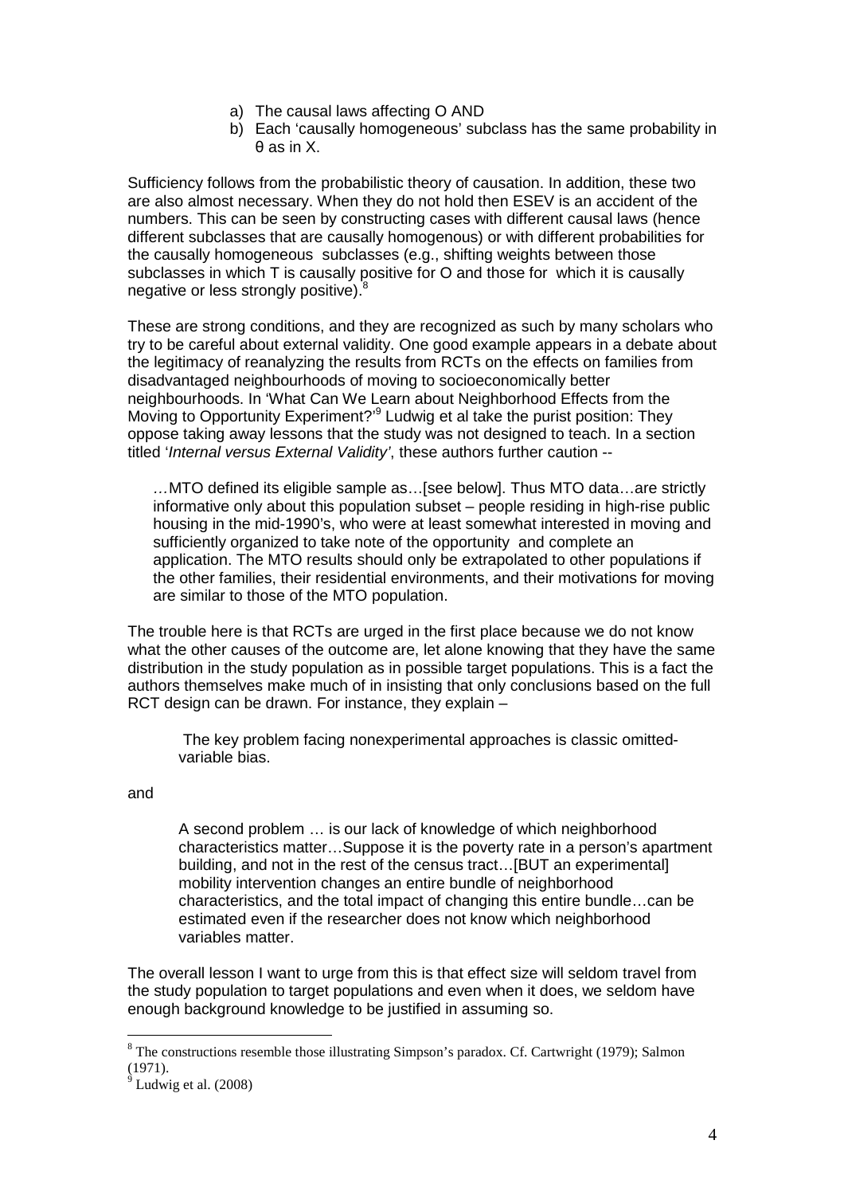a) The causal laws affecting O AND
b) Each 'causally homogeneous' subclass has the same probability in $\theta$ as in X.

Sufficiency follows from the probabilistic theory of causation. In addition, these two are also almost necessary. When they do not hold then ESEV is an accident of the numbers. This can be seen by constructing cases with different causal laws (hence different subclasses that are causally homogenous) or with different probabilities for the causally homogeneous subclasses (e.g., shifting weights between those subclasses in which T is causally positive for O and those for which it is causally negative or less strongly positive).[8]

These are strong conditions, and they are recognized as such by many scholars who try to be careful about external validity. One good example appears in a debate about the legitimacy of reanalyzing the results from RCTs on the effects on families from disadvantaged neighbourhoods of moving to socioeconomically better neighbourhoods. In 'What Can We Learn about Neighborhood Effects from the Moving to Opportunity Experiment?'[9] Ludwig et al take the purist position: They oppose taking away lessons that the study was not designed to teach. In a section titled '*Internal versus External Validity'*, these authors further caution --

> …MTO defined its eligible sample as…[see below]. Thus MTO data…are strictly informative only about this population subset – people residing in high-rise public housing in the mid-1990's, who were at least somewhat interested in moving and sufficiently organized to take note of the opportunity and complete an application. The MTO results should only be extrapolated to other populations if the other families, their residential environments, and their motivations for moving are similar to those of the MTO population.

The trouble here is that RCTs are urged in the first place because we do not know what the other causes of the outcome are, let alone knowing that they have the same distribution in the study population as in possible target populations. This is a fact the authors themselves make much of in insisting that only conclusions based on the full RCT design can be drawn. For instance, they explain –

> The key problem facing nonexperimental approaches is classic omitted-variable bias.

and

> A second problem … is our lack of knowledge of which neighborhood characteristics matter…Suppose it is the poverty rate in a person's apartment building, and not in the rest of the census tract…[BUT an experimental] mobility intervention changes an entire bundle of neighborhood characteristics, and the total impact of changing this entire bundle…can be estimated even if the researcher does not know which neighborhood variables matter.

The overall lesson I want to urge from this is that effect size will seldom travel from the study population to target populations and even when it does, we seldom have enough background knowledge to be justified in assuming so.

---

[8] The constructions resemble those illustrating Simpson's paradox. Cf. Cartwright (1979); Salmon (1971).

[9] Ludwig et al. (2008)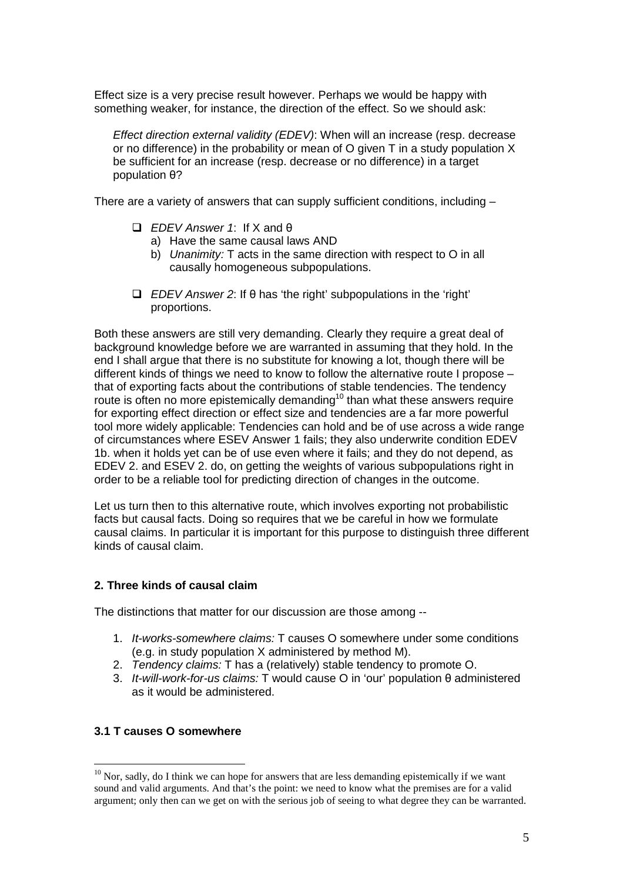Effect size is a very precise result however. Perhaps we would be happy with something weaker, for instance, the direction of the effect. So we should ask:

*Effect direction external validity (EDEV)*: When will an increase (resp. decrease or no difference) in the probability or mean of O given T in a study population X be sufficient for an increase (resp. decrease or no difference) in a target population θ?

There are a variety of answers that can supply sufficient conditions, including –

- *EDEV Answer 1*: If X and θ
  a) Have the same causal laws AND
  b) *Unanimity:* T acts in the same direction with respect to O in all causally homogeneous subpopulations.
- *EDEV Answer 2*: If θ has 'the right' subpopulations in the 'right' proportions.

Both these answers are still very demanding. Clearly they require a great deal of background knowledge before we are warranted in assuming that they hold. In the end I shall argue that there is no substitute for knowing a lot, though there will be different kinds of things we need to know to follow the alternative route I propose – that of exporting facts about the contributions of stable tendencies. The tendency route is often no more epistemically demanding[10] than what these answers require for exporting effect direction or effect size and tendencies are a far more powerful tool more widely applicable: Tendencies can hold and be of use across a wide range of circumstances where ESEV Answer 1 fails; they also underwrite condition EDEV 1b. when it holds yet can be of use even where it fails; and they do not depend, as EDEV 2. and ESEV 2. do, on getting the weights of various subpopulations right in order to be a reliable tool for predicting direction of changes in the outcome.

Let us turn then to this alternative route, which involves exporting not probabilistic facts but causal facts. Doing so requires that we be careful in how we formulate causal claims. In particular it is important for this purpose to distinguish three different kinds of causal claim.

## 2. Three kinds of causal claim

The distinctions that matter for our discussion are those among --

1. *It-works-somewhere claims:* T causes O somewhere under some conditions (e.g. in study population X administered by method M).
2. *Tendency claims:* T has a (relatively) stable tendency to promote O.
3. *It-will-work-for-us claims:* T would cause O in 'our' population θ administered as it would be administered.

### 3.1 T causes O somewhere

[10] Nor, sadly, do I think we can hope for answers that are less demanding epistemically if we want sound and valid arguments. And that's the point: we need to know what the premises are for a valid argument; only then can we get on with the serious job of seeing to what degree they can be warranted.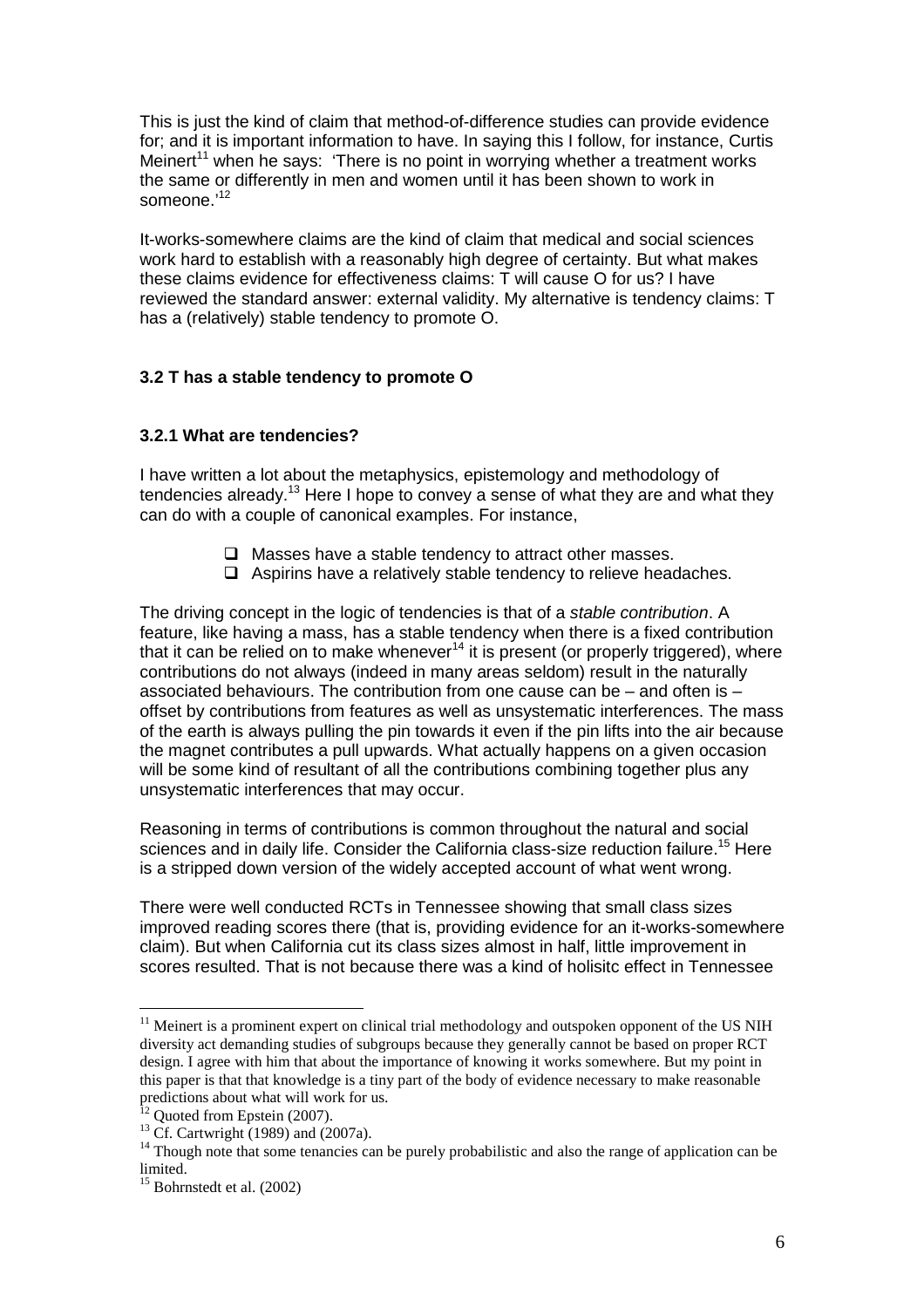This is just the kind of claim that method-of-difference studies can provide evidence for; and it is important information to have. In saying this I follow, for instance, Curtis Meinert[11] when he says: 'There is no point in worrying whether a treatment works the same or differently in men and women until it has been shown to work in someone.'[12]

It-works-somewhere claims are the kind of claim that medical and social sciences work hard to establish with a reasonably high degree of certainty. But what makes these claims evidence for effectiveness claims: T will cause O for us? I have reviewed the standard answer: external validity. My alternative is tendency claims: T has a (relatively) stable tendency to promote O.

### 3.2 T has a stable tendency to promote O

#### 3.2.1 What are tendencies?

I have written a lot about the metaphysics, epistemology and methodology of tendencies already.[13] Here I hope to convey a sense of what they are and what they can do with a couple of canonical examples. For instance,

- Masses have a stable tendency to attract other masses.
- Aspirins have a relatively stable tendency to relieve headaches.

The driving concept in the logic of tendencies is that of a *stable contribution*. A feature, like having a mass, has a stable tendency when there is a fixed contribution that it can be relied on to make whenever[14] it is present (or properly triggered), where contributions do not always (indeed in many areas seldom) result in the naturally associated behaviours. The contribution from one cause can be – and often is – offset by contributions from features as well as unsystematic interferences. The mass of the earth is always pulling the pin towards it even if the pin lifts into the air because the magnet contributes a pull upwards. What actually happens on a given occasion will be some kind of resultant of all the contributions combining together plus any unsystematic interferences that may occur.

Reasoning in terms of contributions is common throughout the natural and social sciences and in daily life. Consider the California class-size reduction failure.[15] Here is a stripped down version of the widely accepted account of what went wrong.

There were well conducted RCTs in Tennessee showing that small class sizes improved reading scores there (that is, providing evidence for an it-works-somewhere claim). But when California cut its class sizes almost in half, little improvement in scores resulted. That is not because there was a kind of holisitc effect in Tennessee

---

[11] Meinert is a prominent expert on clinical trial methodology and outspoken opponent of the US NIH diversity act demanding studies of subgroups because they generally cannot be based on proper RCT design. I agree with him that about the importance of knowing it works somewhere. But my point in this paper is that that knowledge is a tiny part of the body of evidence necessary to make reasonable predictions about what will work for us.

[12] Quoted from Epstein (2007).

[13] Cf. Cartwright (1989) and (2007a).

[14] Though note that some tenancies can be purely probabilistic and also the range of application can be limited.

[15] Bohrnstedt et al. (2002)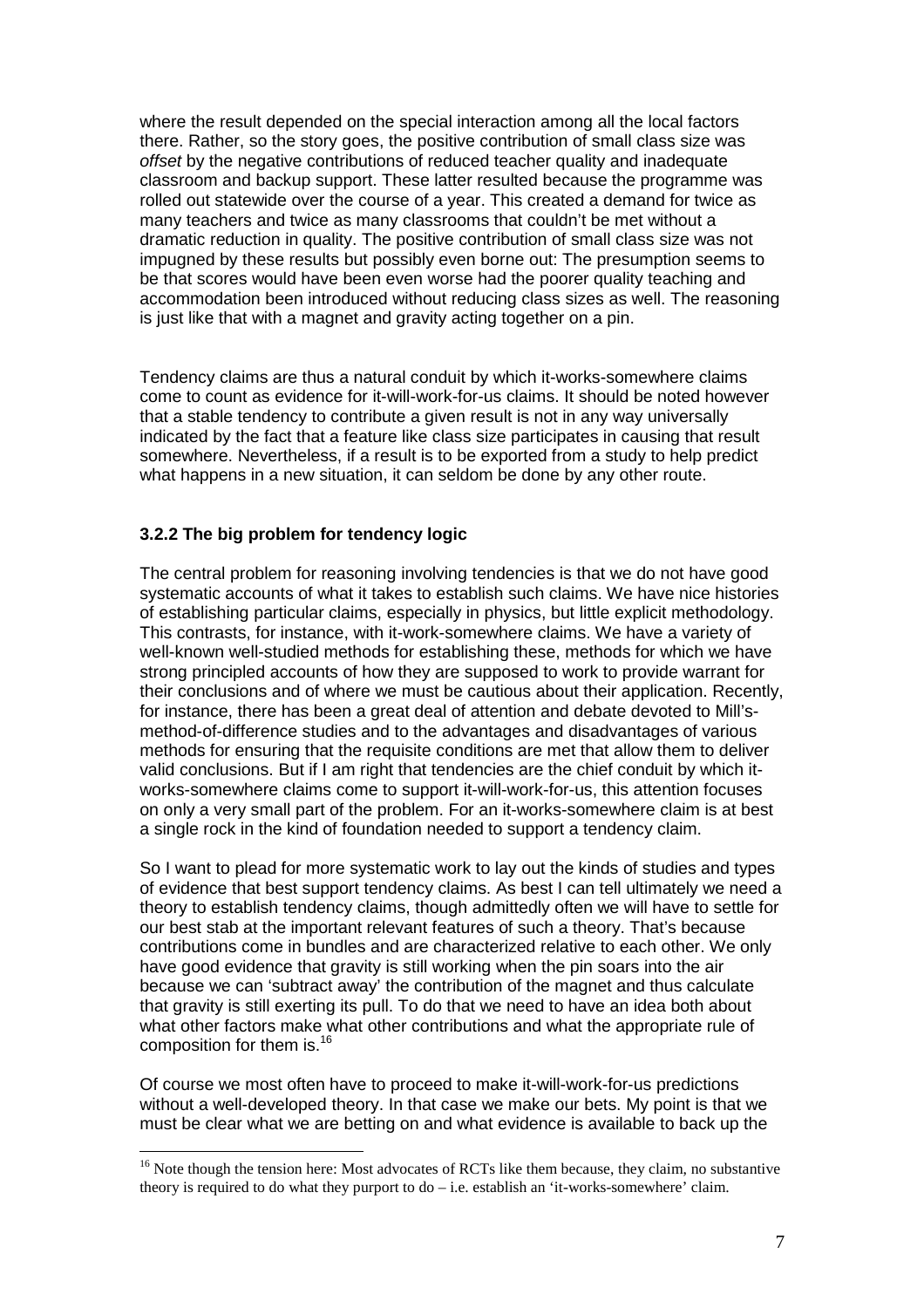where the result depended on the special interaction among all the local factors there. Rather, so the story goes, the positive contribution of small class size was *offset* by the negative contributions of reduced teacher quality and inadequate classroom and backup support. These latter resulted because the programme was rolled out statewide over the course of a year. This created a demand for twice as many teachers and twice as many classrooms that couldn't be met without a dramatic reduction in quality. The positive contribution of small class size was not impugned by these results but possibly even borne out: The presumption seems to be that scores would have been even worse had the poorer quality teaching and accommodation been introduced without reducing class sizes as well. The reasoning is just like that with a magnet and gravity acting together on a pin.

Tendency claims are thus a natural conduit by which it-works-somewhere claims come to count as evidence for it-will-work-for-us claims. It should be noted however that a stable tendency to contribute a given result is not in any way universally indicated by the fact that a feature like class size participates in causing that result somewhere. Nevertheless, if a result is to be exported from a study to help predict what happens in a new situation, it can seldom be done by any other route.

### 3.2.2 The big problem for tendency logic

The central problem for reasoning involving tendencies is that we do not have good systematic accounts of what it takes to establish such claims. We have nice histories of establishing particular claims, especially in physics, but little explicit methodology. This contrasts, for instance, with it-work-somewhere claims. We have a variety of well-known well-studied methods for establishing these, methods for which we have strong principled accounts of how they are supposed to work to provide warrant for their conclusions and of where we must be cautious about their application. Recently, for instance, there has been a great deal of attention and debate devoted to Mill's-method-of-difference studies and to the advantages and disadvantages of various methods for ensuring that the requisite conditions are met that allow them to deliver valid conclusions. But if I am right that tendencies are the chief conduit by which it-works-somewhere claims come to support it-will-work-for-us, this attention focuses on only a very small part of the problem. For an it-works-somewhere claim is at best a single rock in the kind of foundation needed to support a tendency claim.

So I want to plead for more systematic work to lay out the kinds of studies and types of evidence that best support tendency claims. As best I can tell ultimately we need a theory to establish tendency claims, though admittedly often we will have to settle for our best stab at the important relevant features of such a theory. That's because contributions come in bundles and are characterized relative to each other. We only have good evidence that gravity is still working when the pin soars into the air because we can 'subtract away' the contribution of the magnet and thus calculate that gravity is still exerting its pull. To do that we need to have an idea both about what other factors make what other contributions and what the appropriate rule of composition for them is.[16]

Of course we most often have to proceed to make it-will-work-for-us predictions without a well-developed theory. In that case we make our bets. My point is that we must be clear what we are betting on and what evidence is available to back up the

[16] Note though the tension here: Most advocates of RCTs like them because, they claim, no substantive theory is required to do what they purport to do – i.e. establish an 'it-works-somewhere' claim.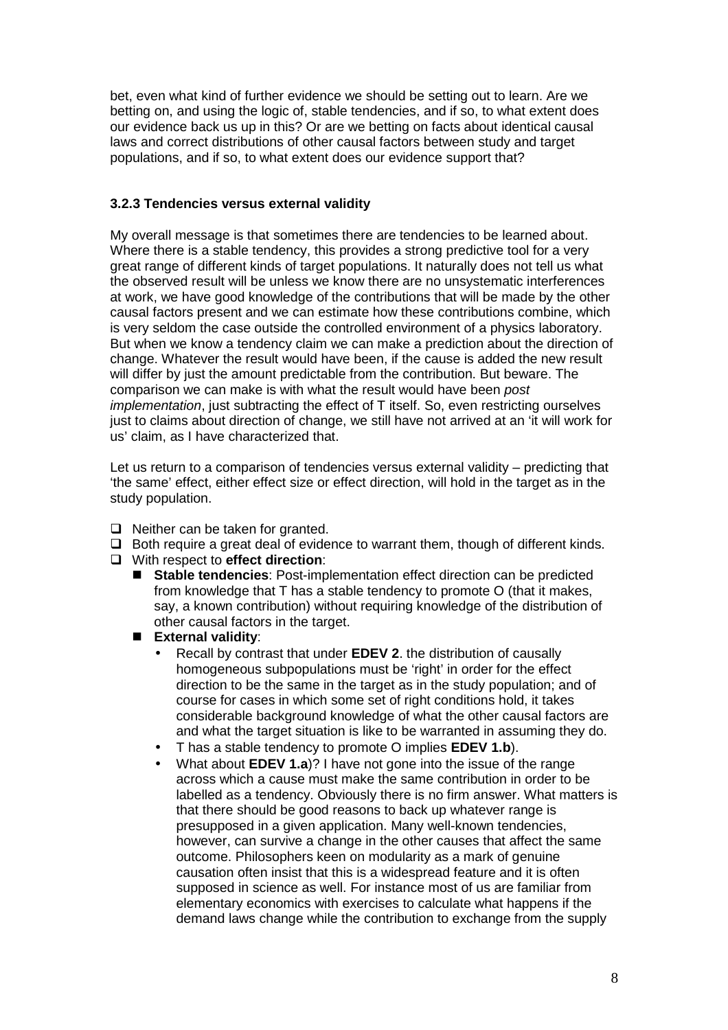bet, even what kind of further evidence we should be setting out to learn. Are we betting on, and using the logic of, stable tendencies, and if so, to what extent does our evidence back us up in this? Or are we betting on facts about identical causal laws and correct distributions of other causal factors between study and target populations, and if so, to what extent does our evidence support that?

### 3.2.3 Tendencies versus external validity

My overall message is that sometimes there are tendencies to be learned about. Where there is a stable tendency, this provides a strong predictive tool for a very great range of different kinds of target populations. It naturally does not tell us what the observed result will be unless we know there are no unsystematic interferences at work, we have good knowledge of the contributions that will be made by the other causal factors present and we can estimate how these contributions combine, which is very seldom the case outside the controlled environment of a physics laboratory. But when we know a tendency claim we can make a prediction about the direction of change. Whatever the result would have been, if the cause is added the new result will differ by just the amount predictable from the contribution. But beware. The comparison we can make is with what the result would have been *post implementation*, just subtracting the effect of T itself. So, even restricting ourselves just to claims about direction of change, we still have not arrived at an 'it will work for us' claim, as I have characterized that.

Let us return to a comparison of tendencies versus external validity – predicting that 'the same' effect, either effect size or effect direction, will hold in the target as in the study population.

- Neither can be taken for granted.
- Both require a great deal of evidence to warrant them, though of different kinds.
- With respect to **effect direction**:
  - **Stable tendencies**: Post-implementation effect direction can be predicted from knowledge that T has a stable tendency to promote O (that it makes, say, a known contribution) without requiring knowledge of the distribution of other causal factors in the target.
  - **External validity**:
    - Recall by contrast that under **EDEV 2**. the distribution of causally homogeneous subpopulations must be 'right' in order for the effect direction to be the same in the target as in the study population; and of course for cases in which some set of right conditions hold, it takes considerable background knowledge of what the other causal factors are and what the target situation is like to be warranted in assuming they do.
    - T has a stable tendency to promote O implies **EDEV 1.b**).
    - What about **EDEV 1.a**)? I have not gone into the issue of the range across which a cause must make the same contribution in order to be labelled as a tendency. Obviously there is no firm answer. What matters is that there should be good reasons to back up whatever range is presupposed in a given application. Many well-known tendencies, however, can survive a change in the other causes that affect the same outcome. Philosophers keen on modularity as a mark of genuine causation often insist that this is a widespread feature and it is often supposed in science as well. For instance most of us are familiar from elementary economics with exercises to calculate what happens if the demand laws change while the contribution to exchange from the supply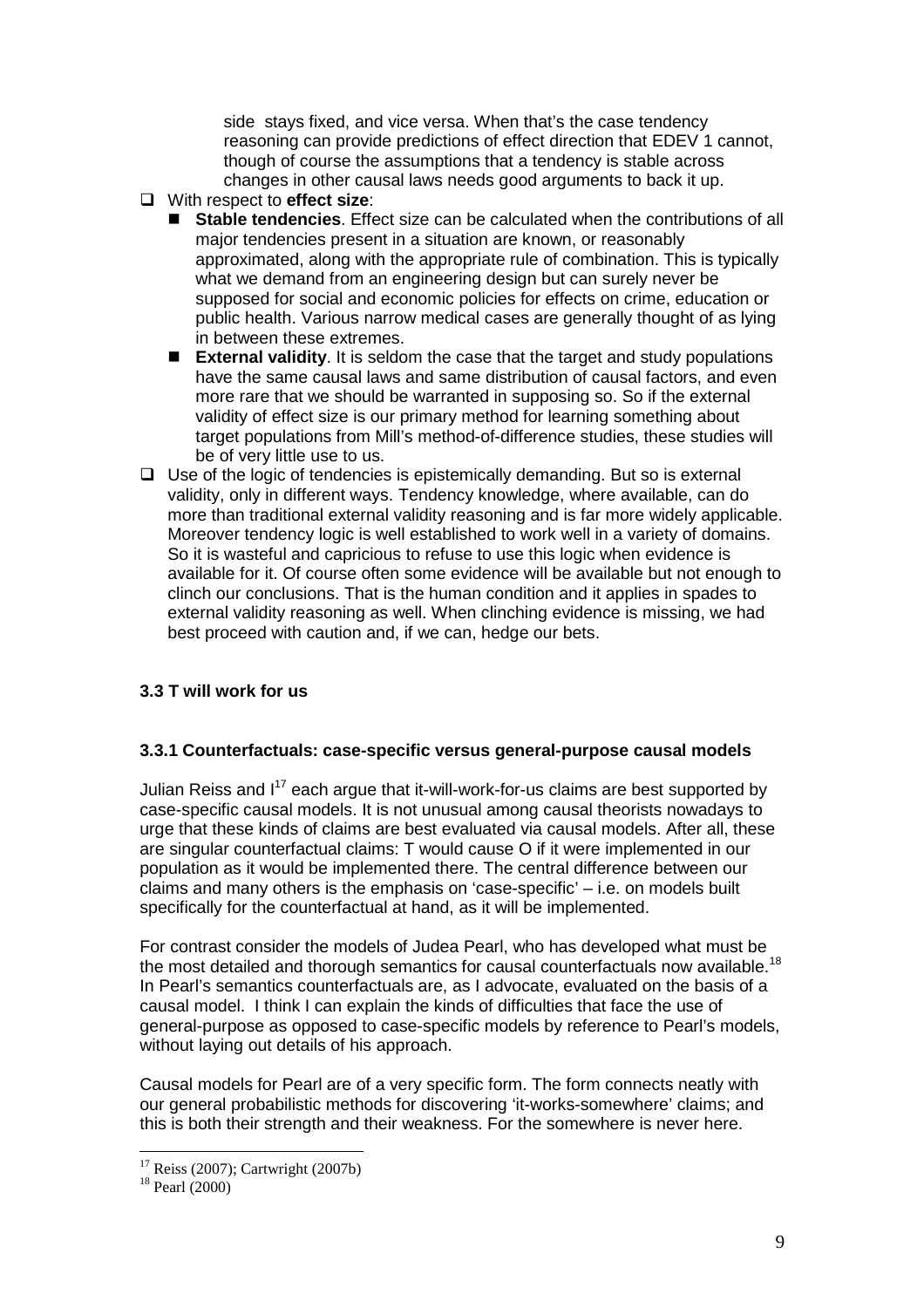side stays fixed, and vice versa. When that's the case tendency reasoning can provide predictions of effect direction that EDEV 1 cannot, though of course the assumptions that a tendency is stable across changes in other causal laws needs good arguments to back it up.

- With respect to **effect size**:
  - **Stable tendencies**. Effect size can be calculated when the contributions of all major tendencies present in a situation are known, or reasonably approximated, along with the appropriate rule of combination. This is typically what we demand from an engineering design but can surely never be supposed for social and economic policies for effects on crime, education or public health. Various narrow medical cases are generally thought of as lying in between these extremes.
  - **External validity**. It is seldom the case that the target and study populations have the same causal laws and same distribution of causal factors, and even more rare that we should be warranted in supposing so. So if the external validity of effect size is our primary method for learning something about target populations from Mill's method-of-difference studies, these studies will be of very little use to us.
- Use of the logic of tendencies is epistemically demanding. But so is external validity, only in different ways. Tendency knowledge, where available, can do more than traditional external validity reasoning and is far more widely applicable. Moreover tendency logic is well established to work well in a variety of domains. So it is wasteful and capricious to refuse to use this logic when evidence is available for it. Of course often some evidence will be available but not enough to clinch our conclusions. That is the human condition and it applies in spades to external validity reasoning as well. When clinching evidence is missing, we had best proceed with caution and, if we can, hedge our bets.

### 3.3 T will work for us

#### 3.3.1 Counterfactuals: case-specific versus general-purpose causal models

Julian Reiss and I[17] each argue that it-will-work-for-us claims are best supported by case-specific causal models. It is not unusual among causal theorists nowadays to urge that these kinds of claims are best evaluated via causal models. After all, these are singular counterfactual claims: T would cause O if it were implemented in our population as it would be implemented there. The central difference between our claims and many others is the emphasis on 'case-specific' – i.e. on models built specifically for the counterfactual at hand, as it will be implemented.

For contrast consider the models of Judea Pearl, who has developed what must be the most detailed and thorough semantics for causal counterfactuals now available.[18] In Pearl's semantics counterfactuals are, as I advocate, evaluated on the basis of a causal model. I think I can explain the kinds of difficulties that face the use of general-purpose as opposed to case-specific models by reference to Pearl's models, without laying out details of his approach.

Causal models for Pearl are of a very specific form. The form connects neatly with our general probabilistic methods for discovering 'it-works-somewhere' claims; and this is both their strength and their weakness. For the somewhere is never here.

[17] Reiss (2007); Cartwright (2007b)

[18] Pearl (2000)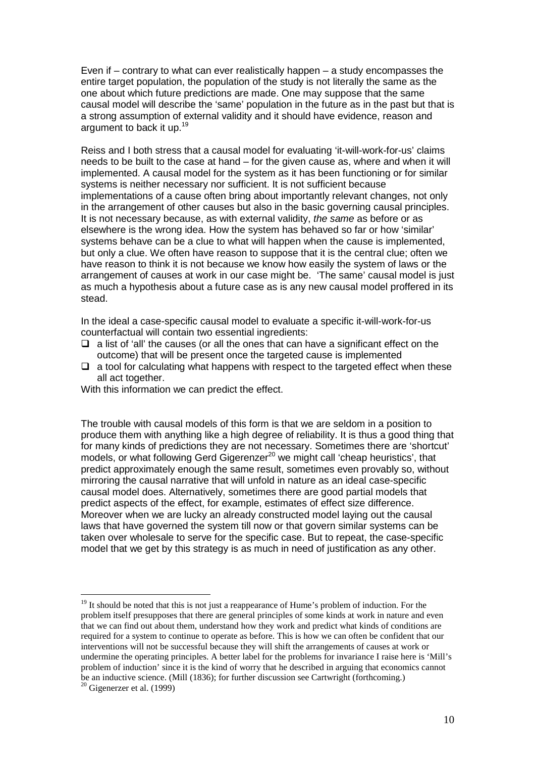Even if – contrary to what can ever realistically happen – a study encompasses the entire target population, the population of the study is not literally the same as the one about which future predictions are made. One may suppose that the same causal model will describe the 'same' population in the future as in the past but that is a strong assumption of external validity and it should have evidence, reason and argument to back it up.[19]

Reiss and I both stress that a causal model for evaluating 'it-will-work-for-us' claims needs to be built to the case at hand – for the given cause as, where and when it will implemented. A causal model for the system as it has been functioning or for similar systems is neither necessary nor sufficient. It is not sufficient because implementations of a cause often bring about importantly relevant changes, not only in the arrangement of other causes but also in the basic governing causal principles. It is not necessary because, as with external validity, *the same* as before or as elsewhere is the wrong idea. How the system has behaved so far or how 'similar' systems behave can be a clue to what will happen when the cause is implemented, but only a clue. We often have reason to suppose that it is the central clue; often we have reason to think it is not because we know how easily the system of laws or the arrangement of causes at work in our case might be. 'The same' causal model is just as much a hypothesis about a future case as is any new causal model proffered in its stead.

In the ideal a case-specific causal model to evaluate a specific it-will-work-for-us counterfactual will contain two essential ingredients:

- a list of 'all' the causes (or all the ones that can have a significant effect on the outcome) that will be present once the targeted cause is implemented
- a tool for calculating what happens with respect to the targeted effect when these all act together.

With this information we can predict the effect.

The trouble with causal models of this form is that we are seldom in a position to produce them with anything like a high degree of reliability. It is thus a good thing that for many kinds of predictions they are not necessary. Sometimes there are 'shortcut' models, or what following Gerd Gigerenzer[20] we might call 'cheap heuristics', that predict approximately enough the same result, sometimes even provably so, without mirroring the causal narrative that will unfold in nature as an ideal case-specific causal model does. Alternatively, sometimes there are good partial models that predict aspects of the effect, for example, estimates of effect size difference. Moreover when we are lucky an already constructed model laying out the causal laws that have governed the system till now or that govern similar systems can be taken over wholesale to serve for the specific case. But to repeat, the case-specific model that we get by this strategy is as much in need of justification as any other.

---

[19] It should be noted that this is not just a reappearance of Hume's problem of induction. For the problem itself presupposes that there are general principles of some kinds at work in nature and even that we can find out about them, understand how they work and predict what kinds of conditions are required for a system to continue to operate as before. This is how we can often be confident that our interventions will not be successful because they will shift the arrangements of causes at work or undermine the operating principles. A better label for the problems for invariance I raise here is 'Mill's problem of induction' since it is the kind of worry that he described in arguing that economics cannot be an inductive science. (Mill (1836); for further discussion see Cartwright (forthcoming.)

[20] Gigenerzer et al. (1999)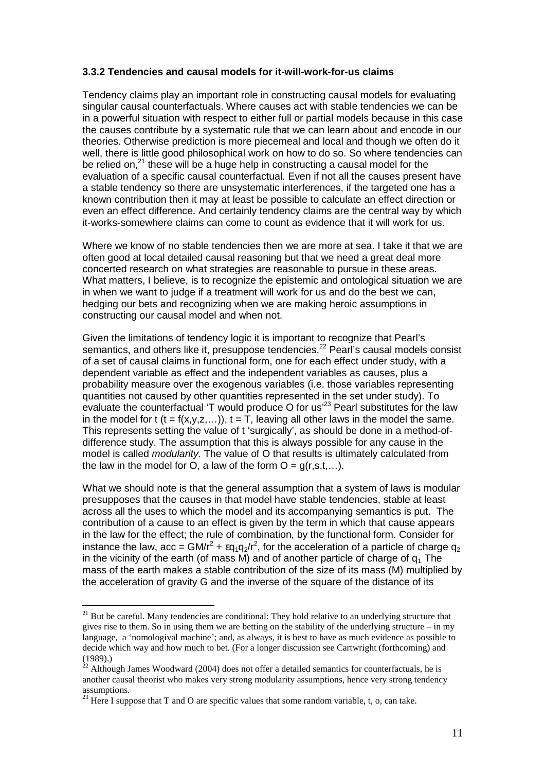### 3.3.2 Tendencies and causal models for it-will-work-for-us claims

Tendency claims play an important role in constructing causal models for evaluating singular causal counterfactuals. Where causes act with stable tendencies we can be in a powerful situation with respect to either full or partial models because in this case the causes contribute by a systematic rule that we can learn about and encode in our theories. Otherwise prediction is more piecemeal and local and though we often do it well, there is little good philosophical work on how to do so. So where tendencies can be relied on,[21] these will be a huge help in constructing a causal model for the evaluation of a specific causal counterfactual. Even if not all the causes present have a stable tendency so there are unsystematic interferences, if the targeted one has a known contribution then it may at least be possible to calculate an effect direction or even an effect difference. And certainly tendency claims are the central way by which it-works-somewhere claims can come to count as evidence that it will work for us.

Where we know of no stable tendencies then we are more at sea. I take it that we are often good at local detailed causal reasoning but that we need a great deal more concerted research on what strategies are reasonable to pursue in these areas. What matters, I believe, is to recognize the epistemic and ontological situation we are in when we want to judge if a treatment will work for us and do the best we can, hedging our bets and recognizing when we are making heroic assumptions in constructing our causal model and when not.

Given the limitations of tendency logic it is important to recognize that Pearl's semantics, and others like it, presuppose tendencies.[22] Pearl's causal models consist of a set of causal claims in functional form, one for each effect under study, with a dependent variable as effect and the independent variables as causes, plus a probability measure over the exogenous variables (i.e. those variables representing quantities not caused by other quantities represented in the set under study). To evaluate the counterfactual 'T would produce O for us'[23] Pearl substitutes for the law in the model for t ($t = f(x,y,z,\ldots)$), $t = T$, leaving all other laws in the model the same. This represents setting the value of t 'surgically', as should be done in a method-of-difference study. The assumption that this is always possible for any cause in the model is called *modularity.* The value of O that results is ultimately calculated from the law in the model for O, a law of the form $O = g(r,s,t,\ldots)$.

What we should note is that the general assumption that a system of laws is modular presupposes that the causes in that model have stable tendencies, stable at least across all the uses to which the model and its accompanying semantics is put. The contribution of a cause to an effect is given by the term in which that cause appears in the law for the effect; the rule of combination, by the functional form. Consider for instance the law, $acc = GM/r^2 + \varepsilon q_1 q_2/r^2$, for the acceleration of a particle of charge $q_2$ in the vicinity of the earth (of mass M) and of another particle of charge of $q_1$. The mass of the earth makes a stable contribution of the size of its mass (M) multiplied by the acceleration of gravity G and the inverse of the square of the distance of its

---

[21] But be careful. Many tendencies are conditional: They hold relative to an underlying structure that gives rise to them. So in using them we are betting on the stability of the underlying structure – in my language, a 'nomologival machine'; and, as always, it is best to have as much evidence as possible to decide which way and how much to bet. (For a longer discussion see Cartwright (forthcoming) and (1989).)

[22] Although James Woodward (2004) does not offer a detailed semantics for counterfactuals, he is another causal theorist who makes very strong modularity assumptions, hence very strong tendency assumptions.

[23] Here I suppose that T and O are specific values that some random variable, t, o, can take.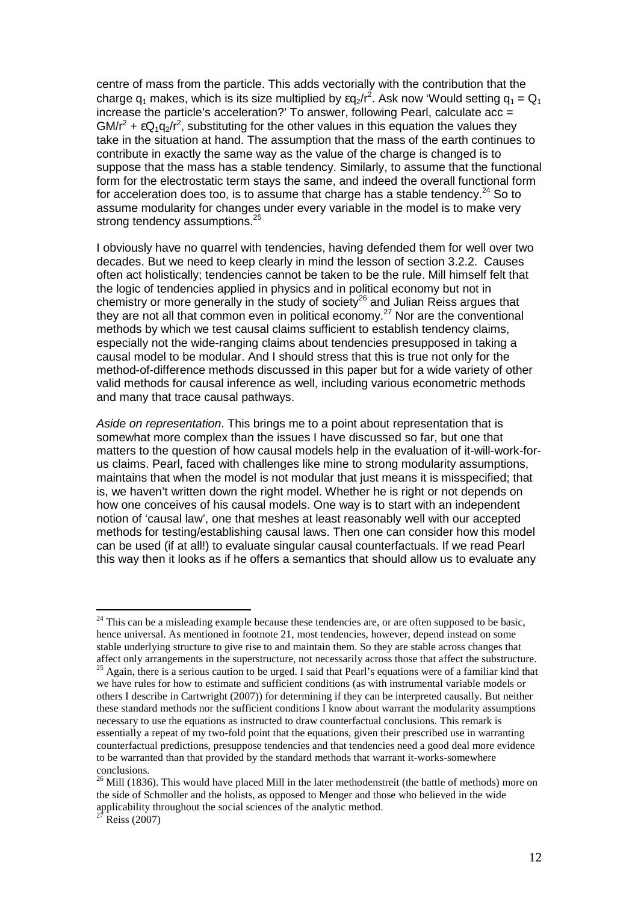centre of mass from the particle. This adds vectorially with the contribution that the charge $q_1$ makes, which is its size multiplied by $\varepsilon q_2/r^2$. Ask now 'Would setting $q_1 = Q_1$ increase the particle's acceleration?' To answer, following Pearl, calculate acc = $GM/r^2 + \varepsilon Q_1 q_2/r^2$, substituting for the other values in this equation the values they take in the situation at hand. The assumption that the mass of the earth continues to contribute in exactly the same way as the value of the charge is changed is to suppose that the mass has a stable tendency. Similarly, to assume that the functional form for the electrostatic term stays the same, and indeed the overall functional form for acceleration does too, is to assume that charge has a stable tendency.[24] So to assume modularity for changes under every variable in the model is to make very strong tendency assumptions.[25]

I obviously have no quarrel with tendencies, having defended them for well over two decades. But we need to keep clearly in mind the lesson of section 3.2.2. Causes often act holistically; tendencies cannot be taken to be the rule. Mill himself felt that the logic of tendencies applied in physics and in political economy but not in chemistry or more generally in the study of society[26] and Julian Reiss argues that they are not all that common even in political economy.[27] Nor are the conventional methods by which we test causal claims sufficient to establish tendency claims, especially not the wide-ranging claims about tendencies presupposed in taking a causal model to be modular. And I should stress that this is true not only for the method-of-difference methods discussed in this paper but for a wide variety of other valid methods for causal inference as well, including various econometric methods and many that trace causal pathways.

*Aside on representation*. This brings me to a point about representation that is somewhat more complex than the issues I have discussed so far, but one that matters to the question of how causal models help in the evaluation of it-will-work-for-us claims. Pearl, faced with challenges like mine to strong modularity assumptions, maintains that when the model is not modular that just means it is misspecified; that is, we haven't written down the right model. Whether he is right or not depends on how one conceives of his causal models. One way is to start with an independent notion of 'causal law', one that meshes at least reasonably well with our accepted methods for testing/establishing causal laws. Then one can consider how this model can be used (if at all!) to evaluate singular causal counterfactuals. If we read Pearl this way then it looks as if he offers a semantics that should allow us to evaluate any

---

[24] This can be a misleading example because these tendencies are, or are often supposed to be basic, hence universal. As mentioned in footnote 21, most tendencies, however, depend instead on some stable underlying structure to give rise to and maintain them. So they are stable across changes that affect only arrangements in the superstructure, not necessarily across those that affect the substructure.

[25] Again, there is a serious caution to be urged. I said that Pearl's equations were of a familiar kind that we have rules for how to estimate and sufficient conditions (as with instrumental variable models or others I describe in Cartwright (2007)) for determining if they can be interpreted causally. But neither these standard methods nor the sufficient conditions I know about warrant the modularity assumptions necessary to use the equations as instructed to draw counterfactual conclusions. This remark is essentially a repeat of my two-fold point that the equations, given their prescribed use in warranting counterfactual predictions, presuppose tendencies and that tendencies need a good deal more evidence to be warranted than that provided by the standard methods that warrant it-works-somewhere conclusions.

[26] Mill (1836). This would have placed Mill in the later methodenstreit (the battle of methods) more on the side of Schmoller and the holists, as opposed to Menger and those who believed in the wide applicability throughout the social sciences of the analytic method.

[27] Reiss (2007)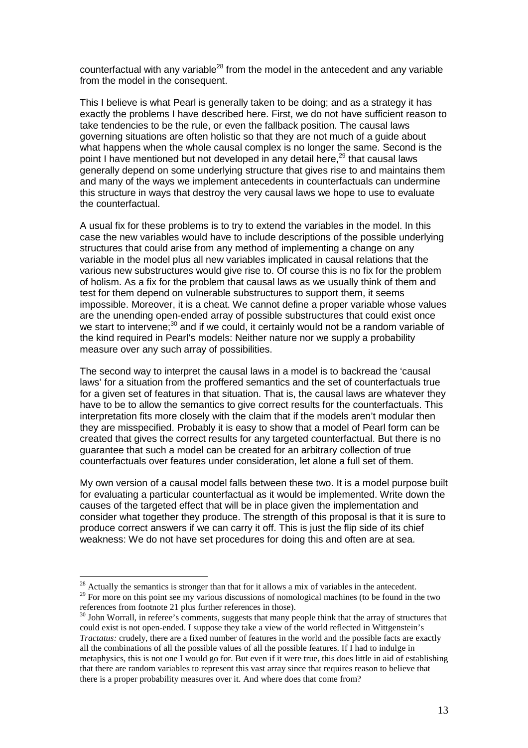counterfactual with any variable[28] from the model in the antecedent and any variable from the model in the consequent.

This I believe is what Pearl is generally taken to be doing; and as a strategy it has exactly the problems I have described here. First, we do not have sufficient reason to take tendencies to be the rule, or even the fallback position. The causal laws governing situations are often holistic so that they are not much of a guide about what happens when the whole causal complex is no longer the same. Second is the point I have mentioned but not developed in any detail here,[29] that causal laws generally depend on some underlying structure that gives rise to and maintains them and many of the ways we implement antecedents in counterfactuals can undermine this structure in ways that destroy the very causal laws we hope to use to evaluate the counterfactual.

A usual fix for these problems is to try to extend the variables in the model. In this case the new variables would have to include descriptions of the possible underlying structures that could arise from any method of implementing a change on any variable in the model plus all new variables implicated in causal relations that the various new substructures would give rise to. Of course this is no fix for the problem of holism. As a fix for the problem that causal laws as we usually think of them and test for them depend on vulnerable substructures to support them, it seems impossible. Moreover, it is a cheat. We cannot define a proper variable whose values are the unending open-ended array of possible substructures that could exist once we start to intervene;[30] and if we could, it certainly would not be a random variable of the kind required in Pearl's models: Neither nature nor we supply a probability measure over any such array of possibilities.

The second way to interpret the causal laws in a model is to backread the 'causal laws' for a situation from the proffered semantics and the set of counterfactuals true for a given set of features in that situation. That is, the causal laws are whatever they have to be to allow the semantics to give correct results for the counterfactuals. This interpretation fits more closely with the claim that if the models aren't modular then they are misspecified. Probably it is easy to show that a model of Pearl form can be created that gives the correct results for any targeted counterfactual. But there is no guarantee that such a model can be created for an arbitrary collection of true counterfactuals over features under consideration, let alone a full set of them.

My own version of a causal model falls between these two. It is a model purpose built for evaluating a particular counterfactual as it would be implemented. Write down the causes of the targeted effect that will be in place given the implementation and consider what together they produce. The strength of this proposal is that it is sure to produce correct answers if we can carry it off. This is just the flip side of its chief weakness: We do not have set procedures for doing this and often are at sea.

---

[28] Actually the semantics is stronger than that for it allows a mix of variables in the antecedent.

[29] For more on this point see my various discussions of nomological machines (to be found in the two references from footnote 21 plus further references in those).

[30] John Worrall, in referee's comments, suggests that many people think that the array of structures that could exist is not open-ended. I suppose they take a view of the world reflected in Wittgenstein's *Tractatus:* crudely, there are a fixed number of features in the world and the possible facts are exactly all the combinations of all the possible values of all the possible features. If I had to indulge in metaphysics, this is not one I would go for. But even if it were true, this does little in aid of establishing that there are random variables to represent this vast array since that requires reason to believe that there is a proper probability measures over it. And where does that come from?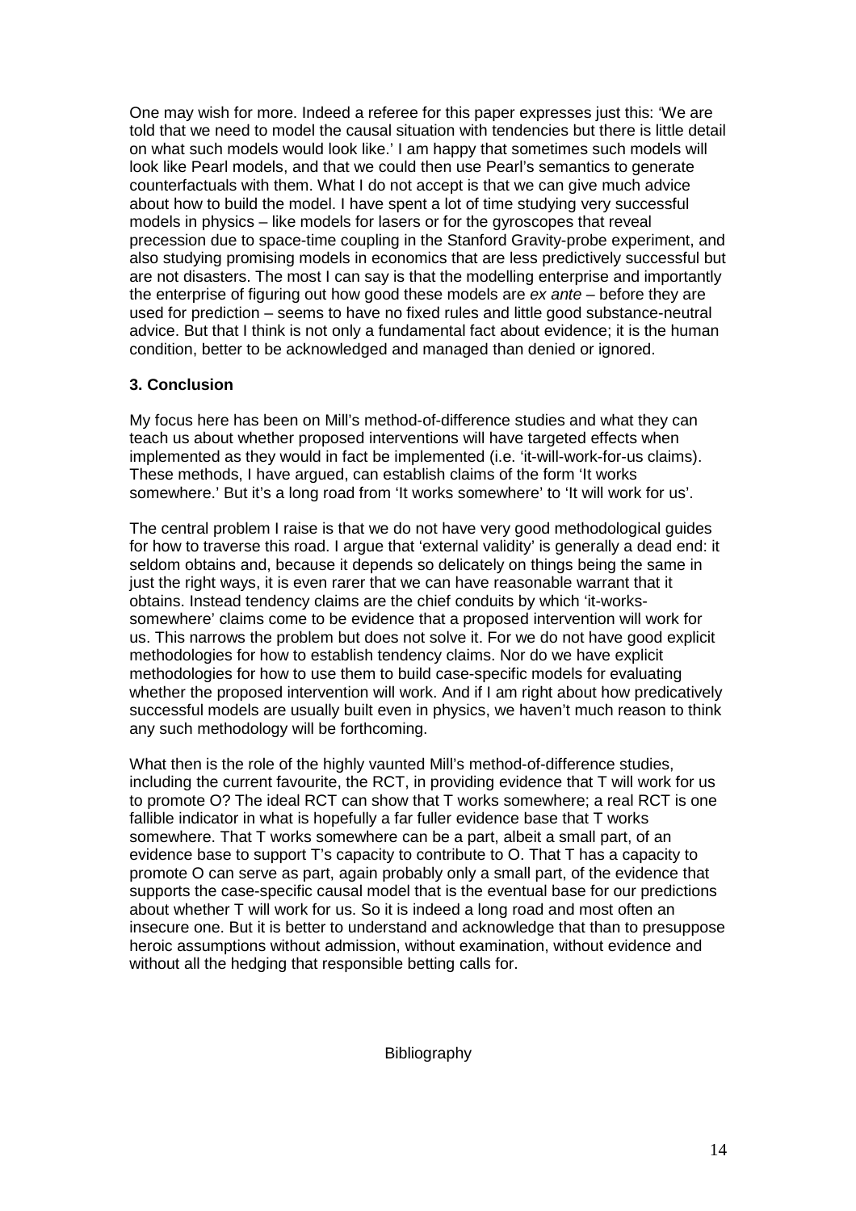One may wish for more. Indeed a referee for this paper expresses just this: 'We are told that we need to model the causal situation with tendencies but there is little detail on what such models would look like.' I am happy that sometimes such models will look like Pearl models, and that we could then use Pearl's semantics to generate counterfactuals with them. What I do not accept is that we can give much advice about how to build the model. I have spent a lot of time studying very successful models in physics – like models for lasers or for the gyroscopes that reveal precession due to space-time coupling in the Stanford Gravity-probe experiment, and also studying promising models in economics that are less predictively successful but are not disasters. The most I can say is that the modelling enterprise and importantly the enterprise of figuring out how good these models are *ex ante* – before they are used for prediction – seems to have no fixed rules and little good substance-neutral advice. But that I think is not only a fundamental fact about evidence; it is the human condition, better to be acknowledged and managed than denied or ignored.

## 3. Conclusion

My focus here has been on Mill's method-of-difference studies and what they can teach us about whether proposed interventions will have targeted effects when implemented as they would in fact be implemented (i.e. 'it-will-work-for-us claims). These methods, I have argued, can establish claims of the form 'It works somewhere.' But it's a long road from 'It works somewhere' to 'It will work for us'.

The central problem I raise is that we do not have very good methodological guides for how to traverse this road. I argue that 'external validity' is generally a dead end: it seldom obtains and, because it depends so delicately on things being the same in just the right ways, it is even rarer that we can have reasonable warrant that it obtains. Instead tendency claims are the chief conduits by which 'it-works-somewhere' claims come to be evidence that a proposed intervention will work for us. This narrows the problem but does not solve it. For we do not have good explicit methodologies for how to establish tendency claims. Nor do we have explicit methodologies for how to use them to build case-specific models for evaluating whether the proposed intervention will work. And if I am right about how predicatively successful models are usually built even in physics, we haven't much reason to think any such methodology will be forthcoming.

What then is the role of the highly vaunted Mill's method-of-difference studies, including the current favourite, the RCT, in providing evidence that T will work for us to promote O? The ideal RCT can show that T works somewhere; a real RCT is one fallible indicator in what is hopefully a far fuller evidence base that T works somewhere. That T works somewhere can be a part, albeit a small part, of an evidence base to support T's capacity to contribute to O. That T has a capacity to promote O can serve as part, again probably only a small part, of the evidence that supports the case-specific causal model that is the eventual base for our predictions about whether T will work for us. So it is indeed a long road and most often an insecure one. But it is better to understand and acknowledge that than to presuppose heroic assumptions without admission, without examination, without evidence and without all the hedging that responsible betting calls for.

Bibliography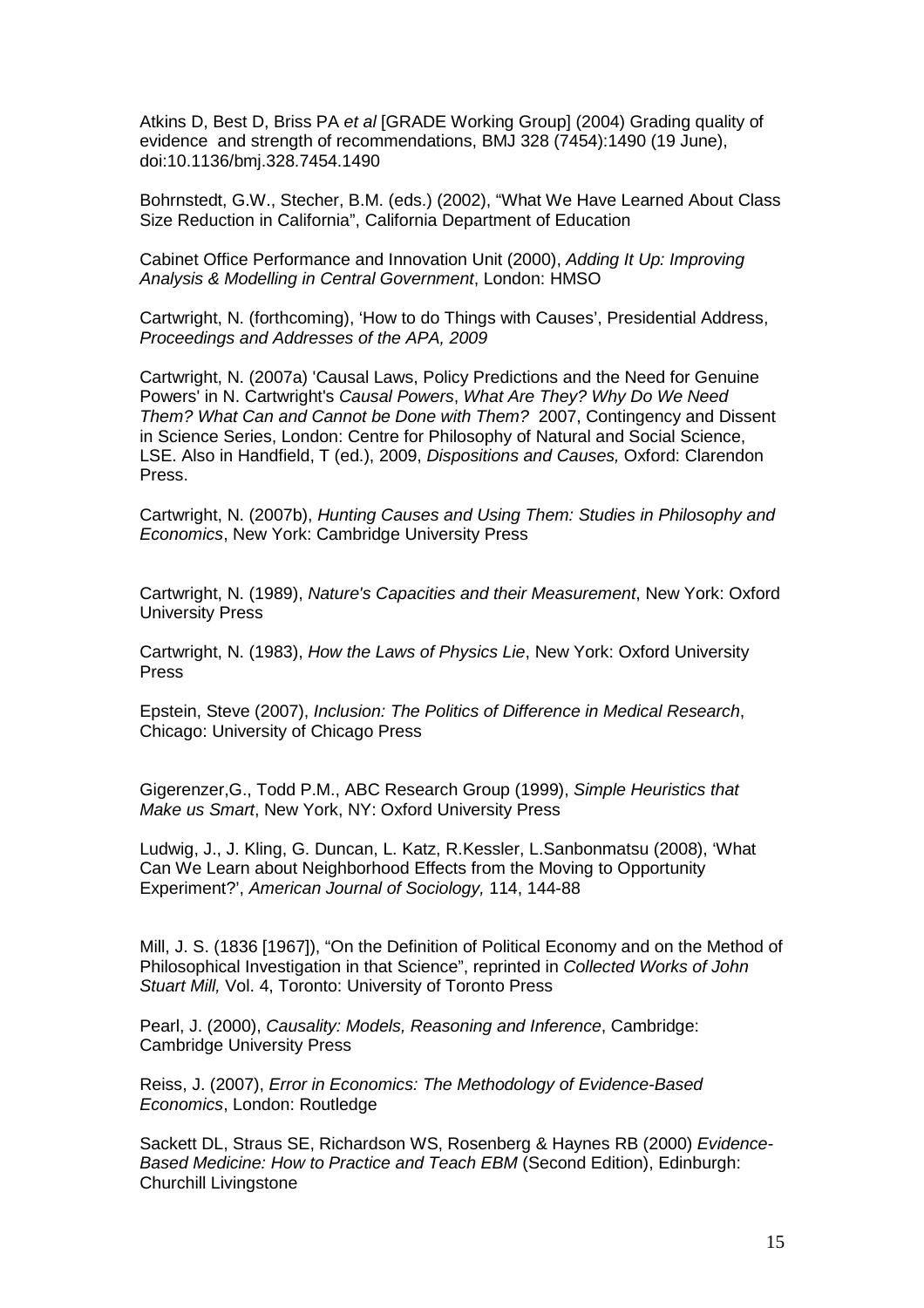Atkins D, Best D, Briss PA *et al* [GRADE Working Group] (2004) Grading quality of evidence and strength of recommendations, BMJ 328 (7454):1490 (19 June), doi:10.1136/bmj.328.7454.1490

Bohrnstedt, G.W., Stecher, B.M. (eds.) (2002), "What We Have Learned About Class Size Reduction in California", California Department of Education

Cabinet Office Performance and Innovation Unit (2000), *Adding It Up: Improving Analysis & Modelling in Central Government*, London: HMSO

Cartwright, N. (forthcoming), 'How to do Things with Causes', Presidential Address, *Proceedings and Addresses of the APA, 2009*

Cartwright, N. (2007a) 'Causal Laws, Policy Predictions and the Need for Genuine Powers' in N. Cartwright's *Causal Powers*, *What Are They? Why Do We Need Them? What Can and Cannot be Done with Them?* 2007, Contingency and Dissent in Science Series, London: Centre for Philosophy of Natural and Social Science, LSE. Also in Handfield, T (ed.), 2009, *Dispositions and Causes,* Oxford: Clarendon Press.

Cartwright, N. (2007b), *Hunting Causes and Using Them: Studies in Philosophy and Economics*, New York: Cambridge University Press

Cartwright, N. (1989), *Nature's Capacities and their Measurement*, New York: Oxford University Press

Cartwright, N. (1983), *How the Laws of Physics Lie*, New York: Oxford University Press

Epstein, Steve (2007), *Inclusion: The Politics of Difference in Medical Research*, Chicago: University of Chicago Press

Gigerenzer,G., Todd P.M., ABC Research Group (1999), *Simple Heuristics that Make us Smart*, New York, NY: Oxford University Press

Ludwig, J., J. Kling, G. Duncan, L. Katz, R.Kessler, L.Sanbonmatsu (2008), 'What Can We Learn about Neighborhood Effects from the Moving to Opportunity Experiment?', *American Journal of Sociology,* 114, 144-88

Mill, J. S. (1836 [1967]), "On the Definition of Political Economy and on the Method of Philosophical Investigation in that Science", reprinted in *Collected Works of John Stuart Mill,* Vol. 4, Toronto: University of Toronto Press

Pearl, J. (2000), *Causality: Models, Reasoning and Inference*, Cambridge: Cambridge University Press

Reiss, J. (2007), *Error in Economics: The Methodology of Evidence-Based Economics*, London: Routledge

Sackett DL, Straus SE, Richardson WS, Rosenberg & Haynes RB (2000) *Evidence-Based Medicine: How to Practice and Teach EBM* (Second Edition), Edinburgh: Churchill Livingstone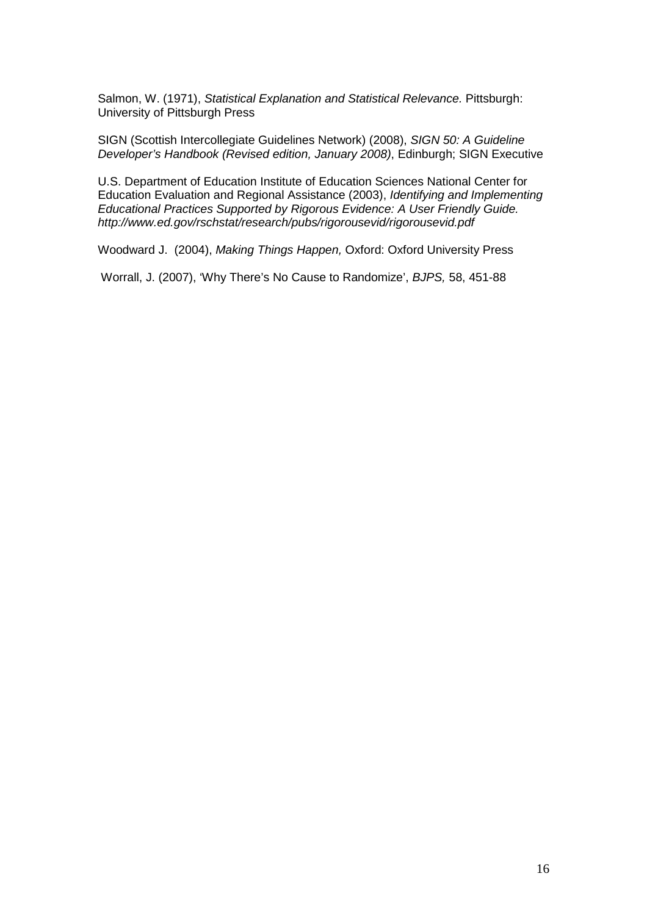Salmon, W. (1971), *Statistical Explanation and Statistical Relevance.* Pittsburgh: University of Pittsburgh Press

SIGN (Scottish Intercollegiate Guidelines Network) (2008), *SIGN 50: A Guideline Developer's Handbook (Revised edition, January 2008)*, Edinburgh; SIGN Executive

U.S. Department of Education Institute of Education Sciences National Center for Education Evaluation and Regional Assistance (2003), *Identifying and Implementing Educational Practices Supported by Rigorous Evidence: A User Friendly Guide. http://www.ed.gov/rschstat/research/pubs/rigorousevid/rigorousevid.pdf*

Woodward J. (2004), *Making Things Happen,* Oxford: Oxford University Press

Worrall, J. (2007), 'Why There's No Cause to Randomize', *BJPS,* 58, 451-88